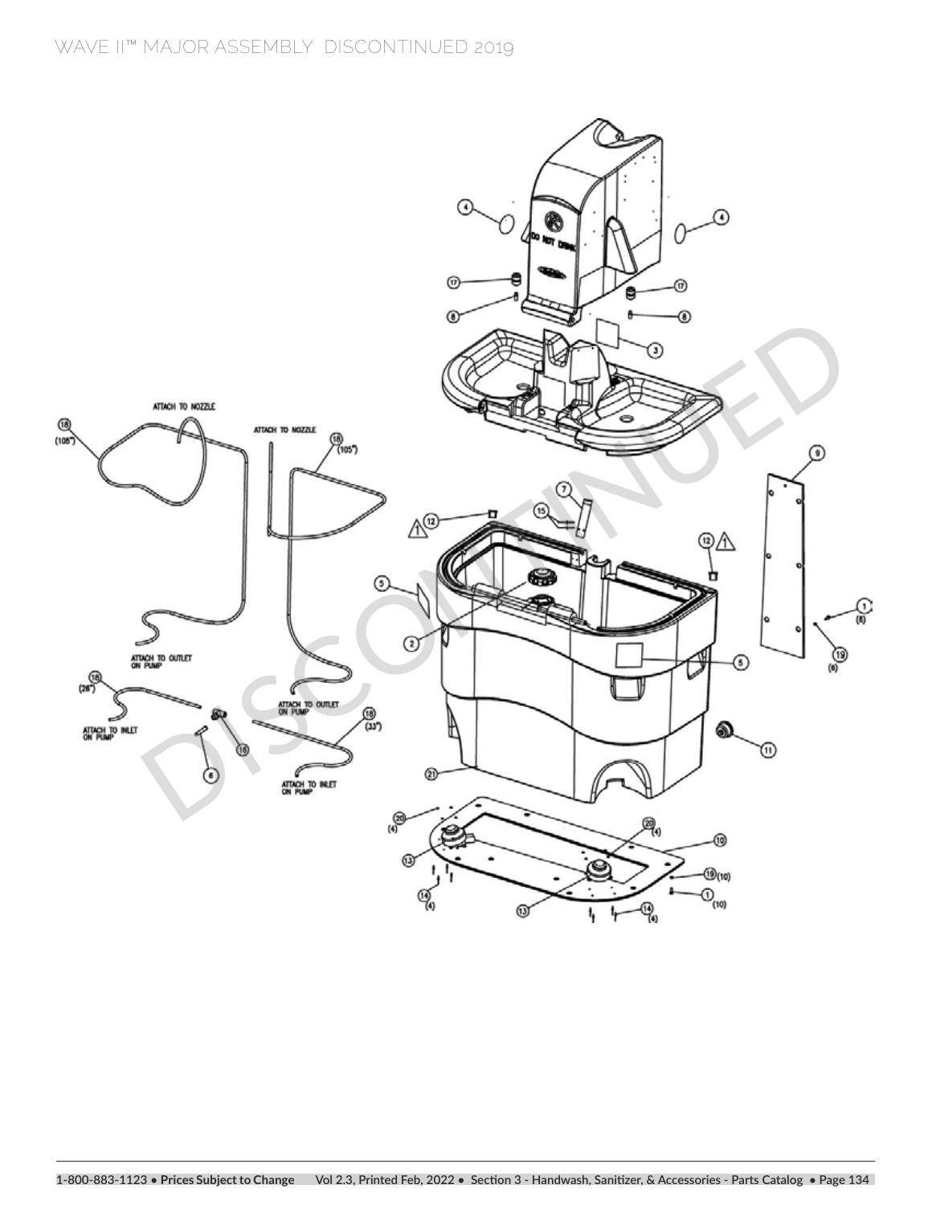# WAVE II™ MAJOR ASSEMBLY DISCONTINUED 2019

ATTACH TO NOZZLE

18 (105")

ATTACH TO NOZZLE

18 (105")

ATTACH TO OUTLET ON PUMP

ATTACH TO OUTLET ON PUMP

18 (26")

ATTACH TO INLET ON PUMP

18 (33")

ATTACH TO INLET ON PUMP

1 (6)

19 (6)

20 (4)

20 (4)

14 (4)

14 (4)

19 (10)

1 (10)

DO NOT DRINK

DISCONTINUED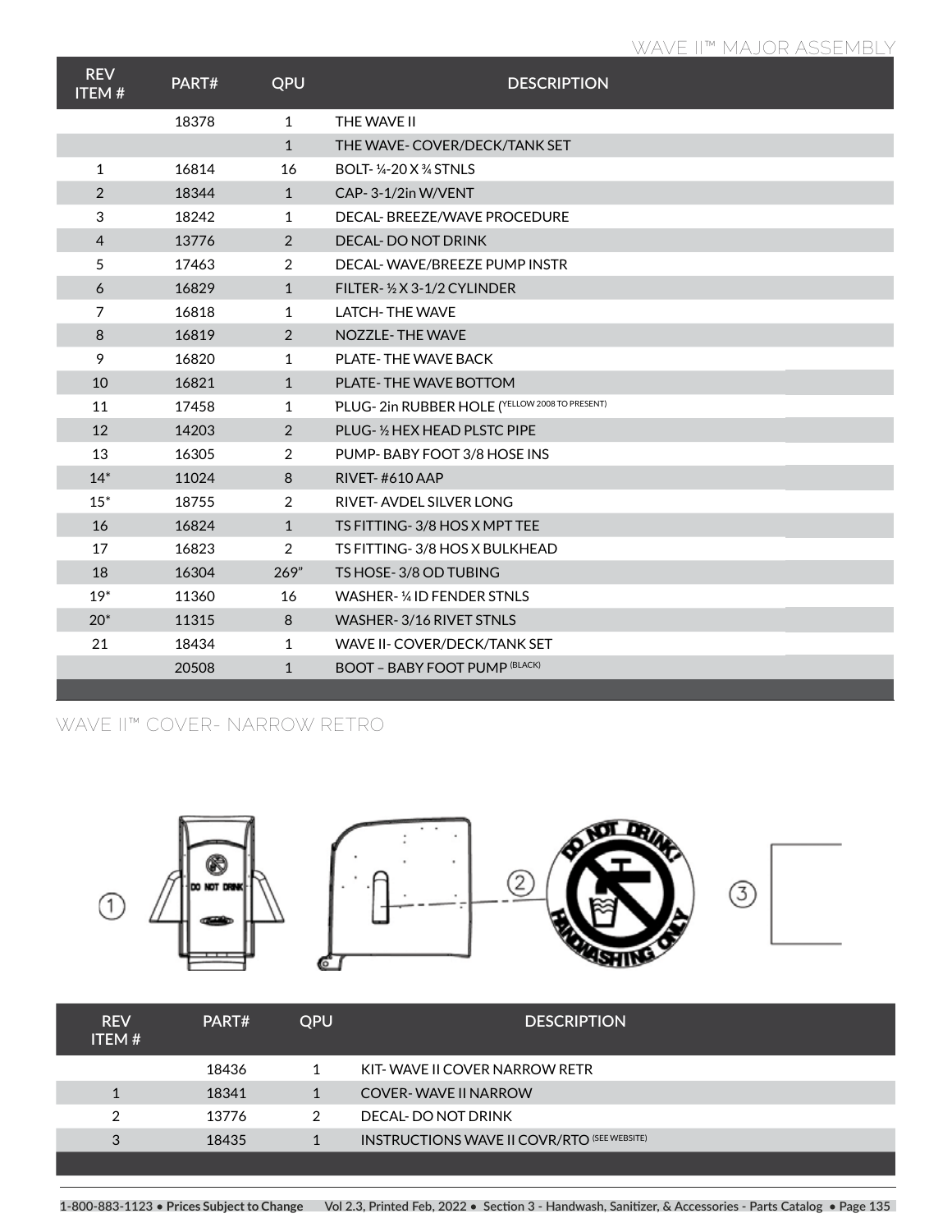## WAVE II™ MAJOR ASSEMBLY

| REV ITEM # | PART# | QPU | DESCRIPTION |
|---|---|---|---|
| | 18378 | 1 | THE WAVE II |
| | | 1 | THE WAVE- COVER/DECK/TANK SET |
| 1 | 16814 | 16 | BOLT- ¼-20 X ¾ STNLS |
| 2 | 18344 | 1 | CAP- 3-1/2in W/VENT |
| 3 | 18242 | 1 | DECAL- BREEZE/WAVE PROCEDURE |
| 4 | 13776 | 2 | DECAL- DO NOT DRINK |
| 5 | 17463 | 2 | DECAL- WAVE/BREEZE PUMP INSTR |
| 6 | 16829 | 1 | FILTER- ½ X 3-1/2 CYLINDER |
| 7 | 16818 | 1 | LATCH- THE WAVE |
| 8 | 16819 | 2 | NOZZLE- THE WAVE |
| 9 | 16820 | 1 | PLATE- THE WAVE BACK |
| 10 | 16821 | 1 | PLATE- THE WAVE BOTTOM |
| 11 | 17458 | 1 | PLUG- 2in RUBBER HOLE (YELLOW 2008 TO PRESENT) |
| 12 | 14203 | 2 | PLUG- ½ HEX HEAD PLSTC PIPE |
| 13 | 16305 | 2 | PUMP- BABY FOOT 3/8 HOSE INS |
| 14* | 11024 | 8 | RIVET- #610 AAP |
| 15* | 18755 | 2 | RIVET- AVDEL SILVER LONG |
| 16 | 16824 | 1 | TS FITTING- 3/8 HOS X MPT TEE |
| 17 | 16823 | 2 | TS FITTING- 3/8 HOS X BULKHEAD |
| 18 | 16304 | 269” | TS HOSE- 3/8 OD TUBING |
| 19* | 11360 | 16 | WASHER- ¼ ID FENDER STNLS |
| 20* | 11315 | 8 | WASHER- 3/16 RIVET STNLS |
| 21 | 18434 | 1 | WAVE II- COVER/DECK/TANK SET |
| | 20508 | 1 | BOOT – BABY FOOT PUMP (BLACK) |

## WAVE II™ COVER- NARROW RETRO

| REV ITEM # | PART# | QPU | DESCRIPTION |
|---|---|---|---|
| | 18436 | 1 | KIT- WAVE II COVER NARROW RETR |
| 1 | 18341 | 1 | COVER- WAVE II NARROW |
| 2 | 13776 | 2 | DECAL- DO NOT DRINK |
| 3 | 18435 | 1 | INSTRUCTIONS WAVE II COVR/RTO (SEE WEBSITE) |